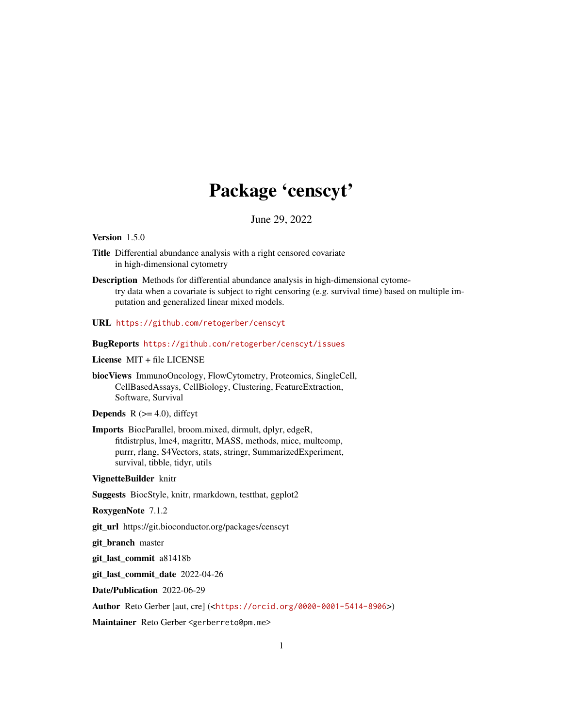# Package 'censcyt'

June 29, 2022

**Version** 1.5.0

**Title** Differential abundance analysis with a right censored covariate in high-dimensional cytometry

**Description** Methods for differential abundance analysis in high-dimensional cytometry data when a covariate is subject to right censoring (e.g. survival time) based on multiple imputation and generalized linear mixed models.

**URL** https://github.com/retogerber/censcyt

**BugReports** https://github.com/retogerber/censcyt/issues

**License** MIT + file LICENSE

**biocViews** ImmunoOncology, FlowCytometry, Proteomics, SingleCell, CellBasedAssays, CellBiology, Clustering, FeatureExtraction, Software, Survival

**Depends** R (>= 4.0), diffcyt

**Imports** BiocParallel, broom.mixed, dirmult, dplyr, edgeR, fitdistrplus, lme4, magrittr, MASS, methods, mice, multcomp, purrr, rlang, S4Vectors, stats, stringr, SummarizedExperiment, survival, tibble, tidyr, utils

**VignetteBuilder** knitr

**Suggests** BiocStyle, knitr, rmarkdown, testthat, ggplot2

**RoxygenNote** 7.1.2

**git_url** https://git.bioconductor.org/packages/censcyt

**git_branch** master

**git_last_commit** a81418b

**git_last_commit_date** 2022-04-26

**Date/Publication** 2022-06-29

**Author** Reto Gerber [aut, cre] (<https://orcid.org/0000-0001-5414-8906>)

**Maintainer** Reto Gerber <gerberreto@pm.me>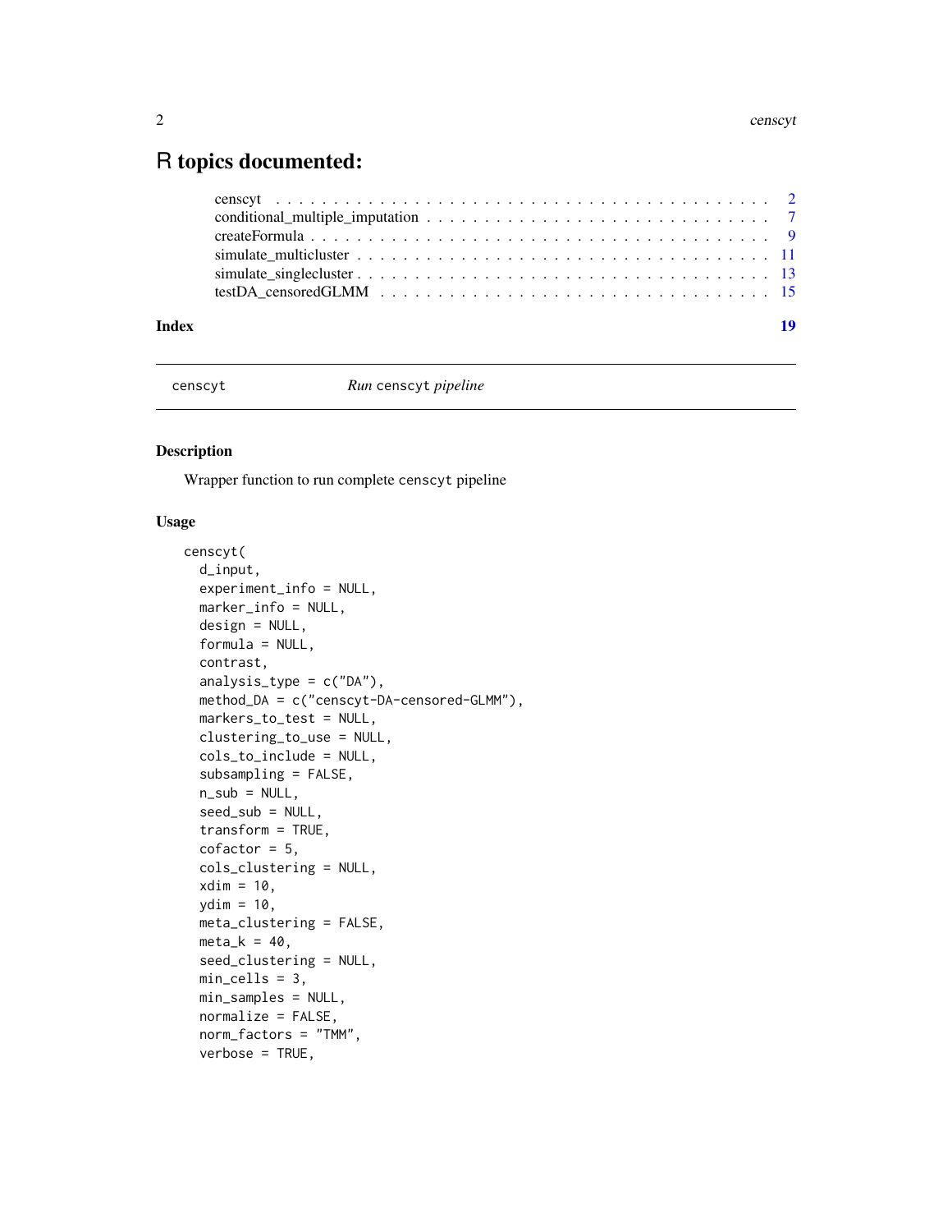# R topics documented:

- censcyt . . . . . . . . . . . . . . . . . . . . . . . . . . . . . . . . . . . . . . . . . 2
- conditional_multiple_imputation . . . . . . . . . . . . . . . . . . . . . . . . . . . 7
- createFormula . . . . . . . . . . . . . . . . . . . . . . . . . . . . . . . . . . . . . 9
- simulate_multicluster . . . . . . . . . . . . . . . . . . . . . . . . . . . . . . . . 11
- simulate_singlecluster . . . . . . . . . . . . . . . . . . . . . . . . . . . . . . . . 13
- testDA_censoredGLMM . . . . . . . . . . . . . . . . . . . . . . . . . . . . . . . 15

**Index** 19

---

censcyt — *Run* censcyt *pipeline*

---

## Description

Wrapper function to run complete censcyt pipeline

## Usage

```
censcyt(
  d_input,
  experiment_info = NULL,
  marker_info = NULL,
  design = NULL,
  formula = NULL,
  contrast,
  analysis_type = c("DA"),
  method_DA = c("censcyt-DA-censored-GLMM"),
  markers_to_test = NULL,
  clustering_to_use = NULL,
  cols_to_include = NULL,
  subsampling = FALSE,
  n_sub = NULL,
  seed_sub = NULL,
  transform = TRUE,
  cofactor = 5,
  cols_clustering = NULL,
  xdim = 10,
  ydim = 10,
  meta_clustering = FALSE,
  meta_k = 40,
  seed_clustering = NULL,
  min_cells = 3,
  min_samples = NULL,
  normalize = FALSE,
  norm_factors = "TMM",
  verbose = TRUE,
```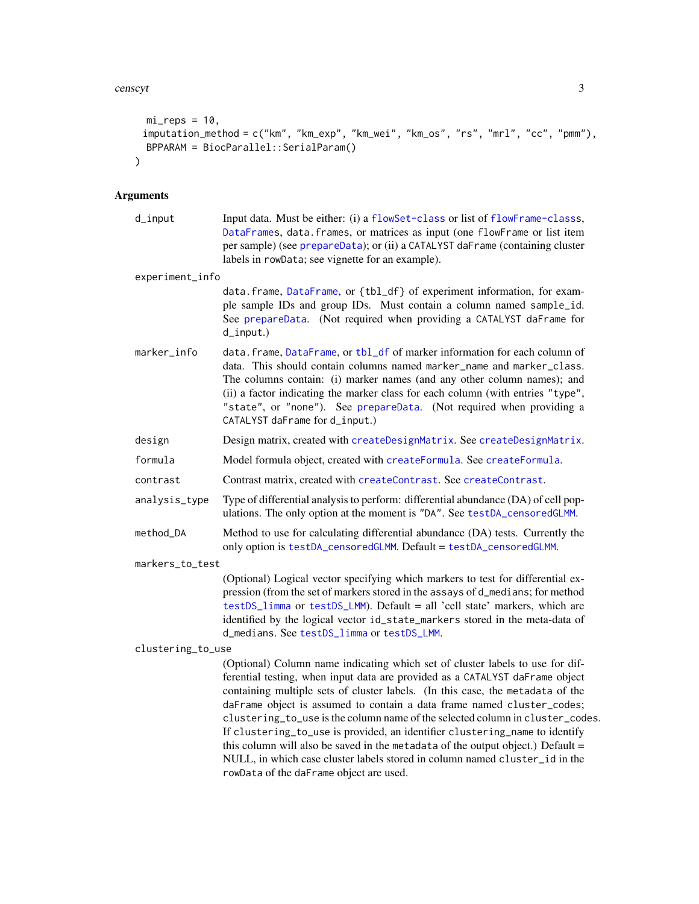```
  mi_reps = 10,
  imputation_method = c("km", "km_exp", "km_wei", "km_os", "rs", "mrl", "cc", "pmm"),
  BPPARAM = BiocParallel::SerialParam()
)
```

## Arguments

`d_input`
: Input data. Must be either: (i) a `flowSet-class` or list of `flowFrame-class`s, `DataFrame`s, `data.frame`s, or matrices as input (one `flowFrame` or list item per sample) (see `prepareData`); or (ii) a `CATALYST` `daFrame` (containing cluster labels in `rowData`; see vignette for an example).

`experiment_info`
: `data.frame`, `DataFrame`, or `{tbl_df}` of experiment information, for example sample IDs and group IDs. Must contain a column named `sample_id`. See `prepareData`. (Not required when providing a `CATALYST` `daFrame` for `d_input`.)

`marker_info`
: `data.frame`, `DataFrame`, or `tbl_df` of marker information for each column of data. This should contain columns named `marker_name` and `marker_class`. The columns contain: (i) marker names (and any other column names); and (ii) a factor indicating the marker class for each column (with entries `"type"`, `"state"`, or `"none"`). See `prepareData`. (Not required when providing a `CATALYST` `daFrame` for `d_input`.)

`design`
: Design matrix, created with `createDesignMatrix`. See `createDesignMatrix`.

`formula`
: Model formula object, created with `createFormula`. See `createFormula`.

`contrast`
: Contrast matrix, created with `createContrast`. See `createContrast`.

`analysis_type`
: Type of differential analysis to perform: differential abundance (DA) of cell populations. The only option at the moment is `"DA"`. See `testDA_censoredGLMM`.

`method_DA`
: Method to use for calculating differential abundance (DA) tests. Currently the only option is `testDA_censoredGLMM`. Default = `testDA_censoredGLMM`.

`markers_to_test`
: (Optional) Logical vector specifying which markers to test for differential expression (from the set of markers stored in the `assays` of `d_medians`; for method `testDS_limma` or `testDS_LMM`). Default = all 'cell state' markers, which are identified by the logical vector `id_state_markers` stored in the meta-data of `d_medians`. See `testDS_limma` or `testDS_LMM`.

`clustering_to_use`
: (Optional) Column name indicating which set of cluster labels to use for differential testing, when input data are provided as a `CATALYST` `daFrame` object containing multiple sets of cluster labels. (In this case, the `metadata` of the `daFrame` object is assumed to contain a data frame named `cluster_codes`; `clustering_to_use` is the column name of the selected column in `cluster_codes`. If `clustering_to_use` is provided, an identifier `clustering_name` to identify this column will also be saved in the `metadata` of the output object.) Default = NULL, in which case cluster labels stored in column named `cluster_id` in the `rowData` of the `daFrame` object are used.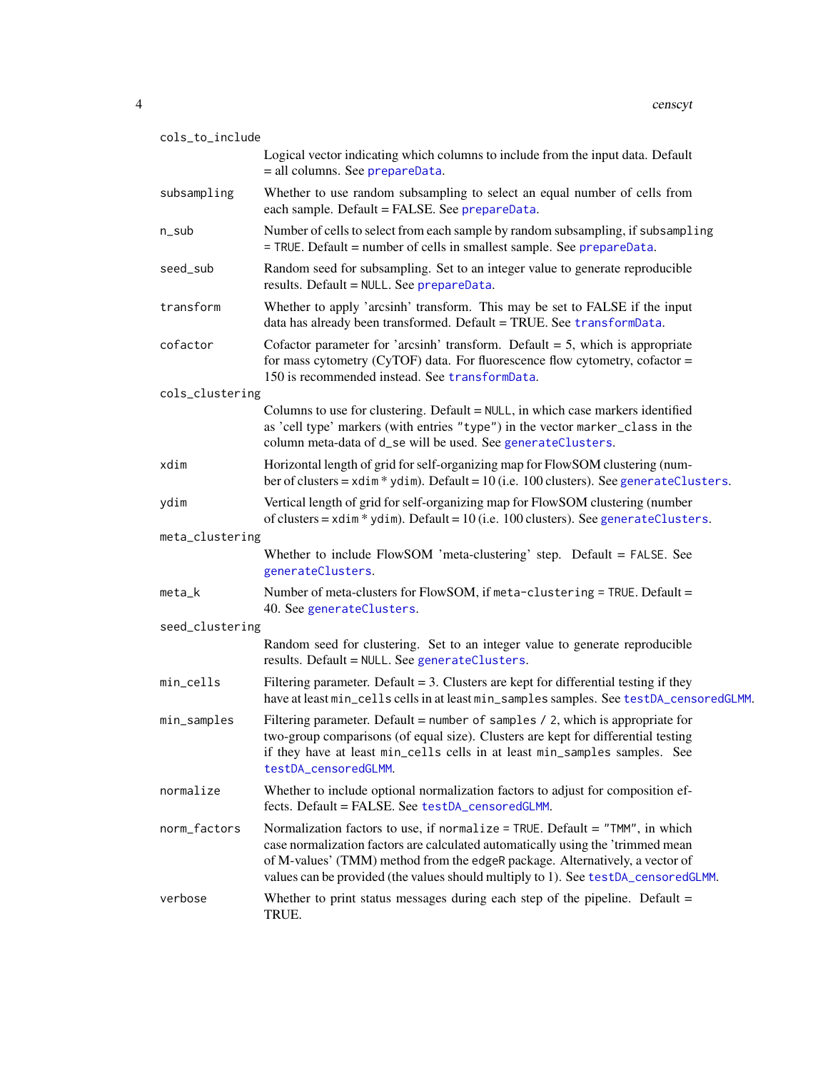`cols_to_include`
: Logical vector indicating which columns to include from the input data. Default = all columns. See `prepareData`.

`subsampling`
: Whether to use random subsampling to select an equal number of cells from each sample. Default = FALSE. See `prepareData`.

`n_sub`
: Number of cells to select from each sample by random subsampling, if `subsampling = TRUE`. Default = number of cells in smallest sample. See `prepareData`.

`seed_sub`
: Random seed for subsampling. Set to an integer value to generate reproducible results. Default = `NULL`. See `prepareData`.

`transform`
: Whether to apply 'arcsinh' transform. This may be set to FALSE if the input data has already been transformed. Default = TRUE. See `transformData`.

`cofactor`
: Cofactor parameter for 'arcsinh' transform. Default = 5, which is appropriate for mass cytometry (CyTOF) data. For fluorescence flow cytometry, cofactor = 150 is recommended instead. See `transformData`.

`cols_clustering`
: Columns to use for clustering. Default = `NULL`, in which case markers identified as 'cell type' markers (with entries `"type"`) in the vector `marker_class` in the column meta-data of `d_se` will be used. See `generateClusters`.

`xdim`
: Horizontal length of grid for self-organizing map for FlowSOM clustering (number of clusters = `xdim * ydim`). Default = 10 (i.e. 100 clusters). See `generateClusters`.

`ydim`
: Vertical length of grid for self-organizing map for FlowSOM clustering (number of clusters = `xdim * ydim`). Default = 10 (i.e. 100 clusters). See `generateClusters`.

`meta_clustering`
: Whether to include FlowSOM 'meta-clustering' step. Default = `FALSE`. See `generateClusters`.

`meta_k`
: Number of meta-clusters for FlowSOM, if `meta-clustering = TRUE`. Default = 40. See `generateClusters`.

`seed_clustering`
: Random seed for clustering. Set to an integer value to generate reproducible results. Default = `NULL`. See `generateClusters`.

`min_cells`
: Filtering parameter. Default = 3. Clusters are kept for differential testing if they have at least `min_cells` cells in at least `min_samples` samples. See `testDA_censoredGLMM`.

`min_samples`
: Filtering parameter. Default = `number of samples / 2`, which is appropriate for two-group comparisons (of equal size). Clusters are kept for differential testing if they have at least `min_cells` cells in at least `min_samples` samples. See `testDA_censoredGLMM`.

`normalize`
: Whether to include optional normalization factors to adjust for composition effects. Default = FALSE. See `testDA_censoredGLMM`.

`norm_factors`
: Normalization factors to use, if `normalize = TRUE`. Default = `"TMM"`, in which case normalization factors are calculated automatically using the 'trimmed mean of M-values' (TMM) method from the `edgeR` package. Alternatively, a vector of values can be provided (the values should multiply to 1). See `testDA_censoredGLMM`.

`verbose`
: Whether to print status messages during each step of the pipeline. Default = TRUE.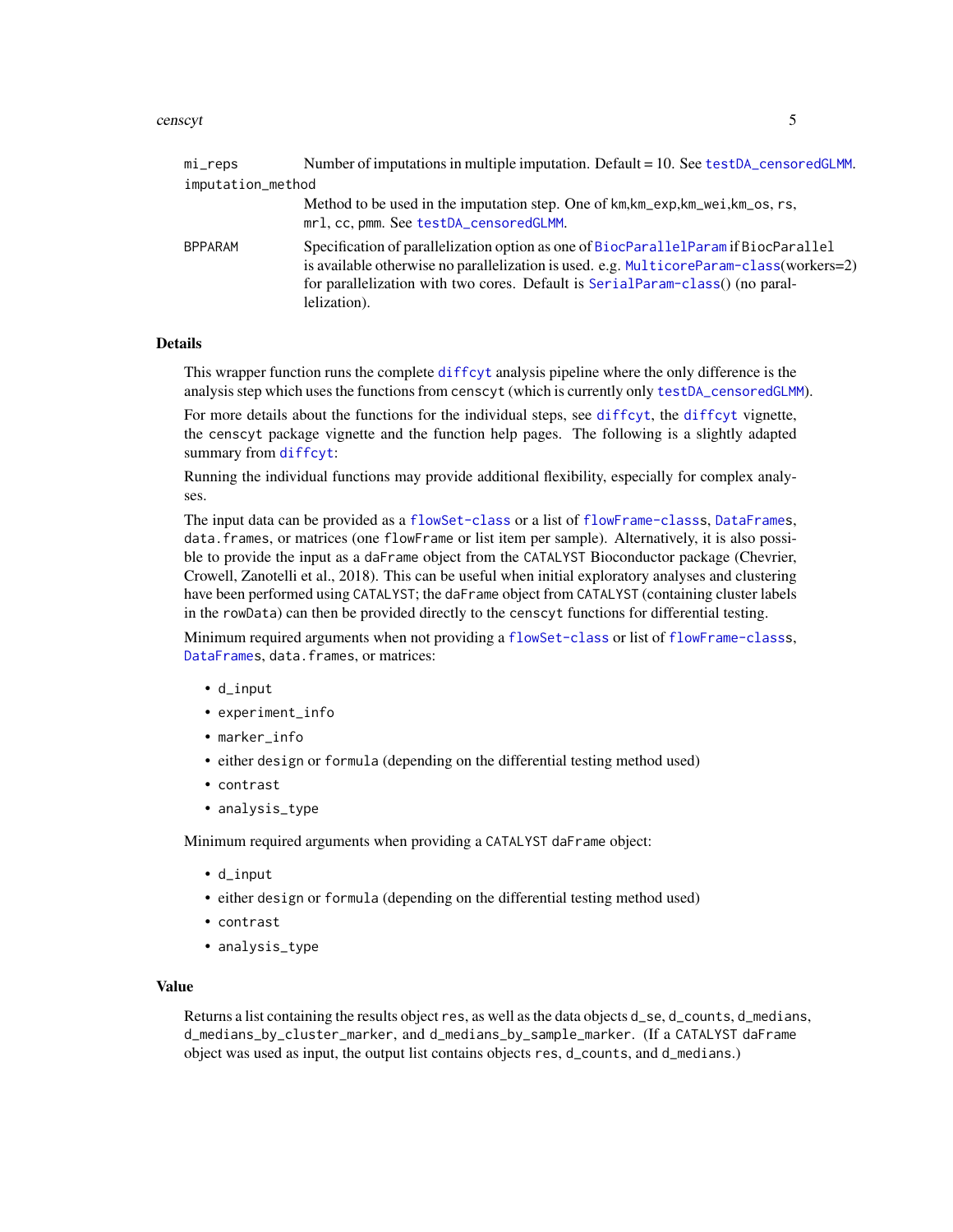| | |
|---|---|
| mi_reps | Number of imputations in multiple imputation. Default = 10. See testDA_censoredGLMM. |
| imputation_method | Method to be used in the imputation step. One of km,km_exp,km_wei,km_os, rs, mrl, cc, pmm. See testDA_censoredGLMM. |
| BPPARAM | Specification of parallelization option as one of BiocParallelParam if BiocParallel is available otherwise no parallelization is used. e.g. MulticoreParam-class(workers=2) for parallelization with two cores. Default is SerialParam-class() (no parallelization). |

## Details

This wrapper function runs the complete diffcyt analysis pipeline where the only difference is the analysis step which uses the functions from censcyt (which is currently only testDA_censoredGLMM).

For more details about the functions for the individual steps, see diffcyt, the diffcyt vignette, the censcyt package vignette and the function help pages. The following is a slightly adapted summary from diffcyt:

Running the individual functions may provide additional flexibility, especially for complex analyses.

The input data can be provided as a flowSet-class or a list of flowFrame-classs, DataFrames, data.frames, or matrices (one flowFrame or list item per sample). Alternatively, it is also possible to provide the input as a daFrame object from the CATALYST Bioconductor package (Chevrier, Crowell, Zanotelli et al., 2018). This can be useful when initial exploratory analyses and clustering have been performed using CATALYST; the daFrame object from CATALYST (containing cluster labels in the rowData) can then be provided directly to the censcyt functions for differential testing.

Minimum required arguments when not providing a flowSet-class or list of flowFrame-classs, DataFrames, data.frames, or matrices:

- d_input
- experiment_info
- marker_info
- either design or formula (depending on the differential testing method used)
- contrast
- analysis_type

Minimum required arguments when providing a CATALYST daFrame object:

- d_input
- either design or formula (depending on the differential testing method used)
- contrast
- analysis_type

## Value

Returns a list containing the results object res, as well as the data objects d_se, d_counts, d_medians, d_medians_by_cluster_marker, and d_medians_by_sample_marker. (If a CATALYST daFrame object was used as input, the output list contains objects res, d_counts, and d_medians.)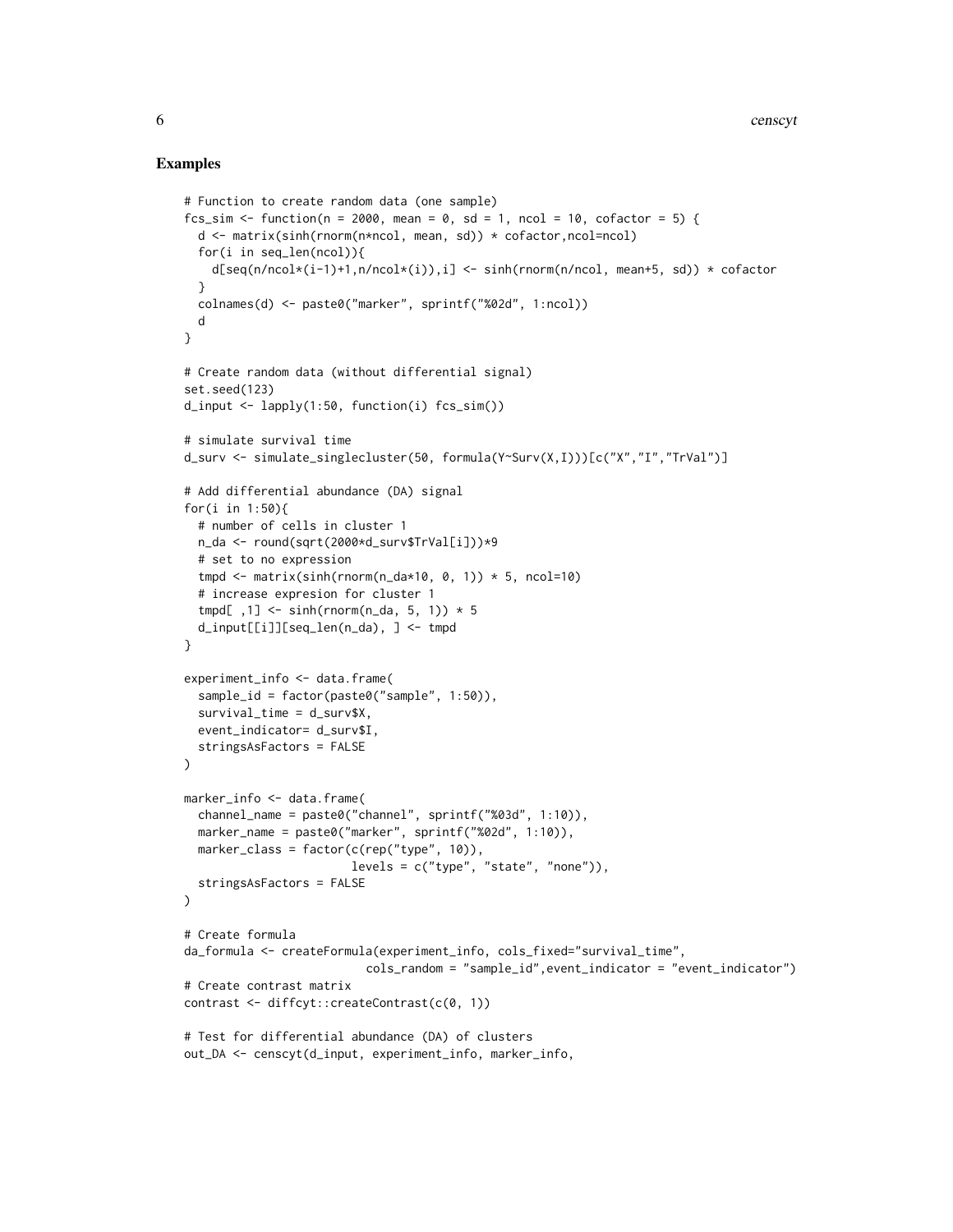## Examples

```
# Function to create random data (one sample)
fcs_sim <- function(n = 2000, mean = 0, sd = 1, ncol = 10, cofactor = 5) {
  d <- matrix(sinh(rnorm(n*ncol, mean, sd)) * cofactor,ncol=ncol)
  for(i in seq_len(ncol)){
    d[seq(n/ncol*(i-1)+1,n/ncol*(i)),i] <- sinh(rnorm(n/ncol, mean+5, sd)) * cofactor
  }
  colnames(d) <- paste0("marker", sprintf("%02d", 1:ncol))
  d
}

# Create random data (without differential signal)
set.seed(123)
d_input <- lapply(1:50, function(i) fcs_sim())

# simulate survival time
d_surv <- simulate_singlecluster(50, formula(Y~Surv(X,I)))[c("X","I","TrVal")]

# Add differential abundance (DA) signal
for(i in 1:50){
  # number of cells in cluster 1
  n_da <- round(sqrt(2000*d_surv$TrVal[i]))*9
  # set to no expression
  tmpd <- matrix(sinh(rnorm(n_da*10, 0, 1)) * 5, ncol=10)
  # increase expresion for cluster 1
  tmpd[ ,1] <- sinh(rnorm(n_da, 5, 1)) * 5
  d_input[[i]][seq_len(n_da), ] <- tmpd
}

experiment_info <- data.frame(
  sample_id = factor(paste0("sample", 1:50)),
  survival_time = d_surv$X,
  event_indicator= d_surv$I,
  stringsAsFactors = FALSE
)

marker_info <- data.frame(
  channel_name = paste0("channel", sprintf("%03d", 1:10)),
  marker_name = paste0("marker", sprintf("%02d", 1:10)),
  marker_class = factor(c(rep("type", 10)),
                        levels = c("type", "state", "none")),
  stringsAsFactors = FALSE
)

# Create formula
da_formula <- createFormula(experiment_info, cols_fixed="survival_time",
                            cols_random = "sample_id",event_indicator = "event_indicator")
# Create contrast matrix
contrast <- diffcyt::createContrast(c(0, 1))

# Test for differential abundance (DA) of clusters
out_DA <- censcyt(d_input, experiment_info, marker_info,
```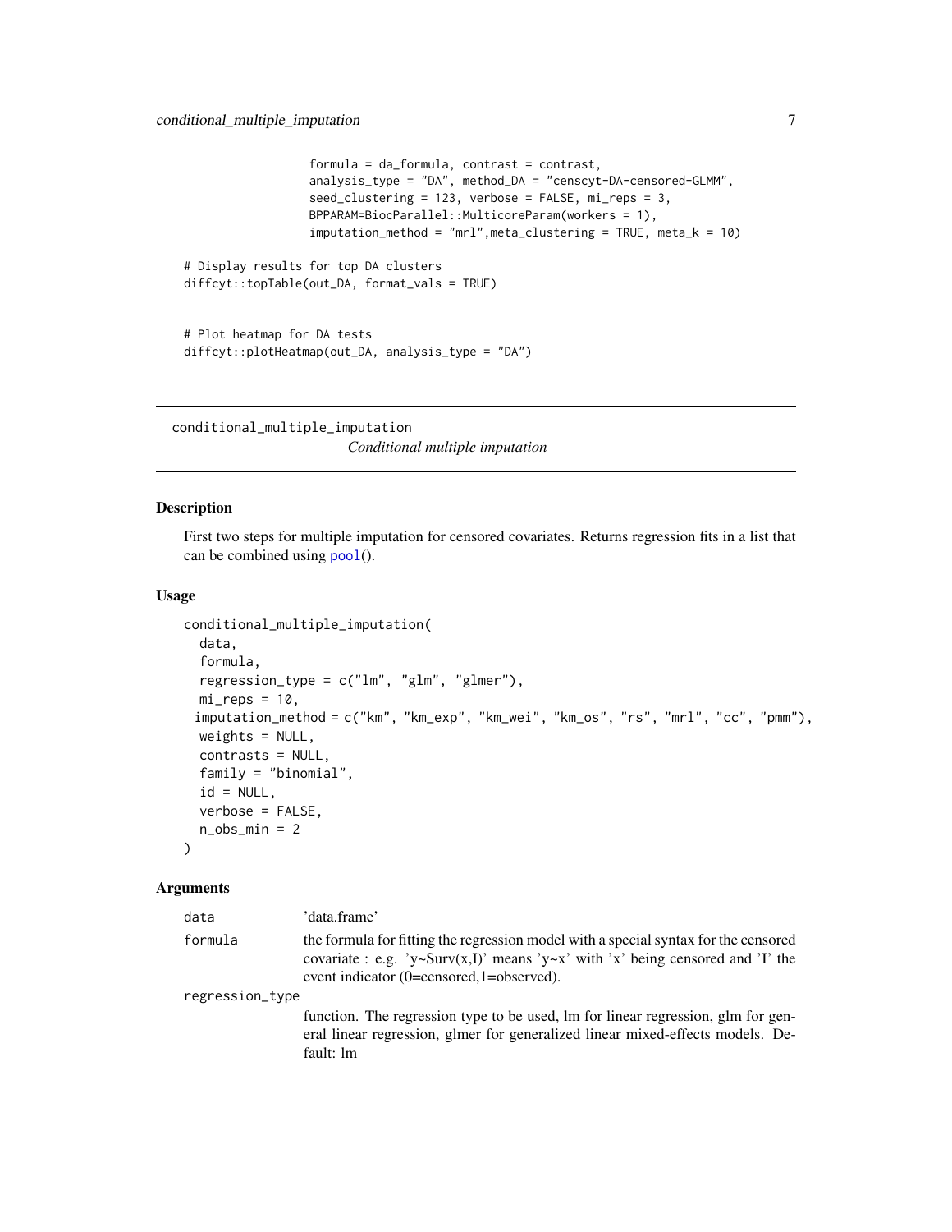```
                 formula = da_formula, contrast = contrast,
                 analysis_type = "DA", method_DA = "censcyt-DA-censored-GLMM",
                 seed_clustering = 123, verbose = FALSE, mi_reps = 3,
                 BPPARAM=BiocParallel::MulticoreParam(workers = 1),
                 imputation_method = "mrl",meta_clustering = TRUE, meta_k = 10)

# Display results for top DA clusters
diffcyt::topTable(out_DA, format_vals = TRUE)


# Plot heatmap for DA tests
diffcyt::plotHeatmap(out_DA, analysis_type = "DA")
```

---

## conditional_multiple_imputation

*Conditional multiple imputation*

---

### Description

First two steps for multiple imputation for censored covariates. Returns regression fits in a list that can be combined using pool().

### Usage

```
conditional_multiple_imputation(
  data,
  formula,
  regression_type = c("lm", "glm", "glmer"),
  mi_reps = 10,
  imputation_method = c("km", "km_exp", "km_wei", "km_os", "rs", "mrl", "cc", "pmm"),
  weights = NULL,
  contrasts = NULL,
  family = "binomial",
  id = NULL,
  verbose = FALSE,
  n_obs_min = 2
)
```

### Arguments

| | |
|---|---|
| data | 'data.frame' |
| formula | the formula for fitting the regression model with a special syntax for the censored covariate : e.g. 'y~Surv(x,I)' means 'y~x' with 'x' being censored and 'I' the event indicator (0=censored,1=observed). |
| regression_type | function. The regression type to be used, lm for linear regression, glm for general linear regression, glmer for generalized linear mixed-effects models. Default: lm |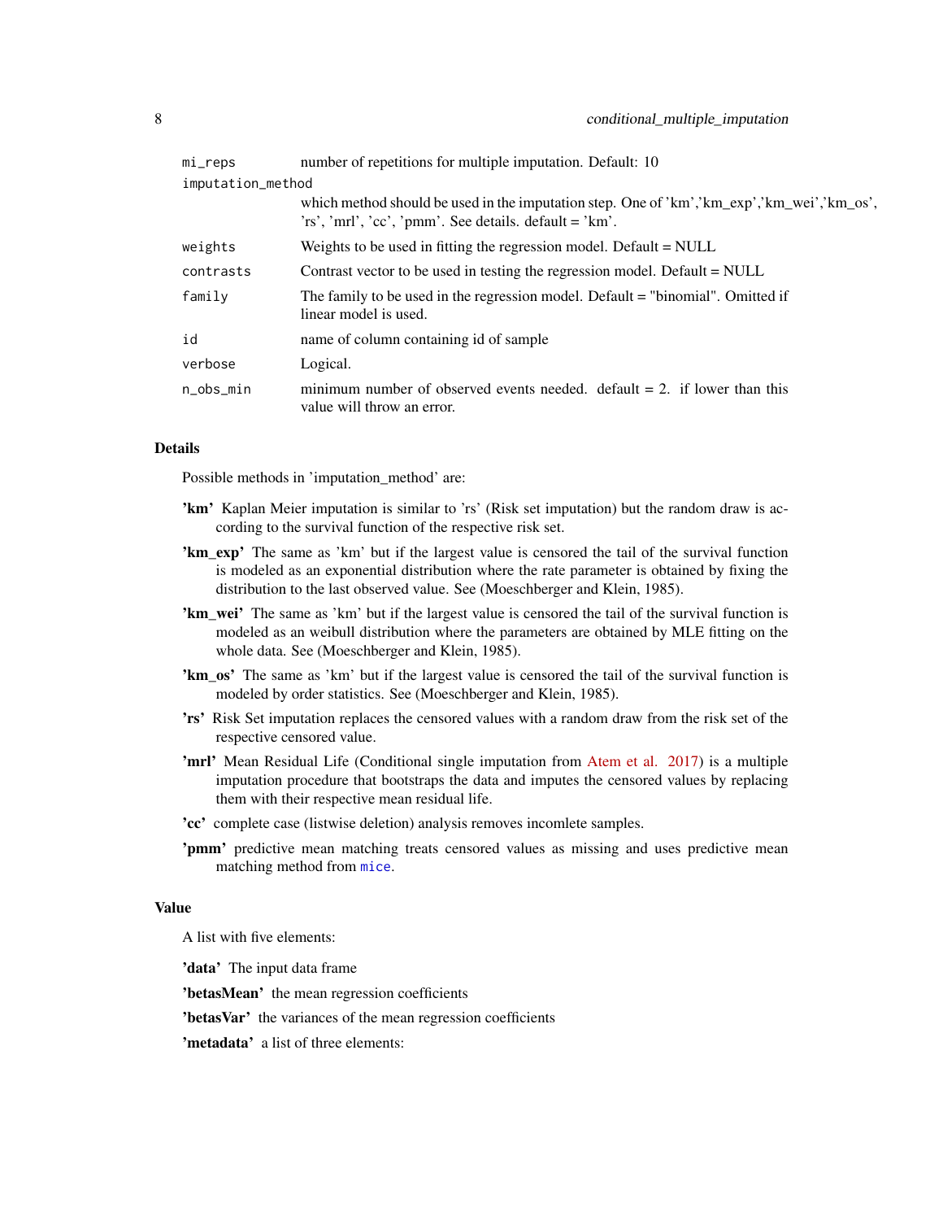| | |
|---|---|
| `mi_reps` | number of repetitions for multiple imputation. Default: 10 |
| `imputation_method` | which method should be used in the imputation step. One of 'km','km_exp','km_wei','km_os', 'rs', 'mrl', 'cc', 'pmm'. See details. default = 'km'. |
| `weights` | Weights to be used in fitting the regression model. Default = NULL |
| `contrasts` | Contrast vector to be used in testing the regression model. Default = NULL |
| `family` | The family to be used in the regression model. Default = "binomial". Omitted if linear model is used. |
| `id` | name of column containing id of sample |
| `verbose` | Logical. |
| `n_obs_min` | minimum number of observed events needed. default = 2. if lower than this value will throw an error. |

## Details

Possible methods in 'imputation_method' are:

**'km'** Kaplan Meier imputation is similar to 'rs' (Risk set imputation) but the random draw is according to the survival function of the respective risk set.

**'km_exp'** The same as 'km' but if the largest value is censored the tail of the survival function is modeled as an exponential distribution where the rate parameter is obtained by fixing the distribution to the last observed value. See (Moeschberger and Klein, 1985).

**'km_wei'** The same as 'km' but if the largest value is censored the tail of the survival function is modeled as an weibull distribution where the parameters are obtained by MLE fitting on the whole data. See (Moeschberger and Klein, 1985).

**'km_os'** The same as 'km' but if the largest value is censored the tail of the survival function is modeled by order statistics. See (Moeschberger and Klein, 1985).

**'rs'** Risk Set imputation replaces the censored values with a random draw from the risk set of the respective censored value.

**'mrl'** Mean Residual Life (Conditional single imputation from Atem et al. 2017) is a multiple imputation procedure that bootstraps the data and imputes the censored values by replacing them with their respective mean residual life.

**'cc'** complete case (listwise deletion) analysis removes incomlete samples.

**'pmm'** predictive mean matching treats censored values as missing and uses predictive mean matching method from `mice`.

## Value

A list with five elements:

**'data'** The input data frame

**'betasMean'** the mean regression coefficients

**'betasVar'** the variances of the mean regression coefficients

**'metadata'** a list of three elements: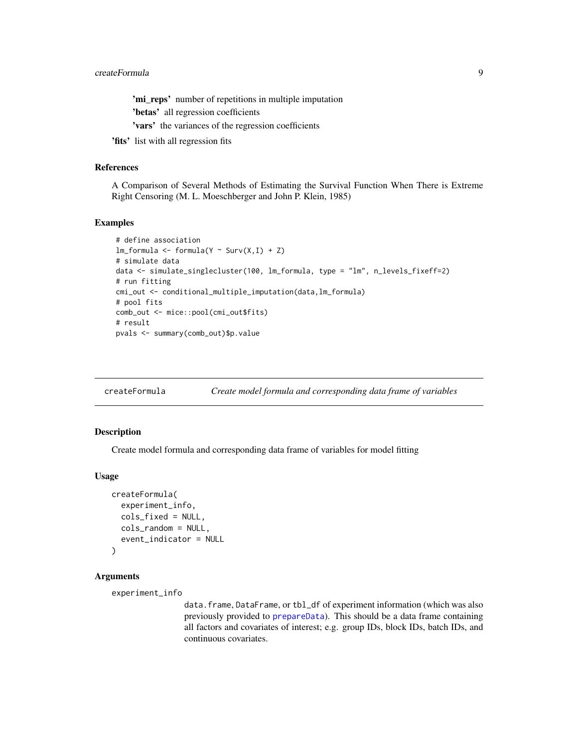- **'mi_reps'** number of repetitions in multiple imputation
- **'betas'** all regression coefficients
- **'vars'** the variances of the regression coefficients

**'fits'** list with all regression fits

### References

A Comparison of Several Methods of Estimating the Survival Function When There is Extreme Right Censoring (M. L. Moeschberger and John P. Klein, 1985)

### Examples

```
# define association
lm_formula <- formula(Y ~ Surv(X,I) + Z)
# simulate data
data <- simulate_singlecluster(100, lm_formula, type = "lm", n_levels_fixeff=2)
# run fitting
cmi_out <- conditional_multiple_imputation(data,lm_formula)
# pool fits
comb_out <- mice::pool(cmi_out$fits)
# result
pvals <- summary(comb_out)$p.value
```

---

## createFormula — *Create model formula and corresponding data frame of variables*

### Description

Create model formula and corresponding data frame of variables for model fitting

### Usage

```
createFormula(
  experiment_info,
  cols_fixed = NULL,
  cols_random = NULL,
  event_indicator = NULL
)
```

### Arguments

`experiment_info`
: `data.frame`, `DataFrame`, or `tbl_df` of experiment information (which was also previously provided to `prepareData`). This should be a data frame containing all factors and covariates of interest; e.g. group IDs, block IDs, batch IDs, and continuous covariates.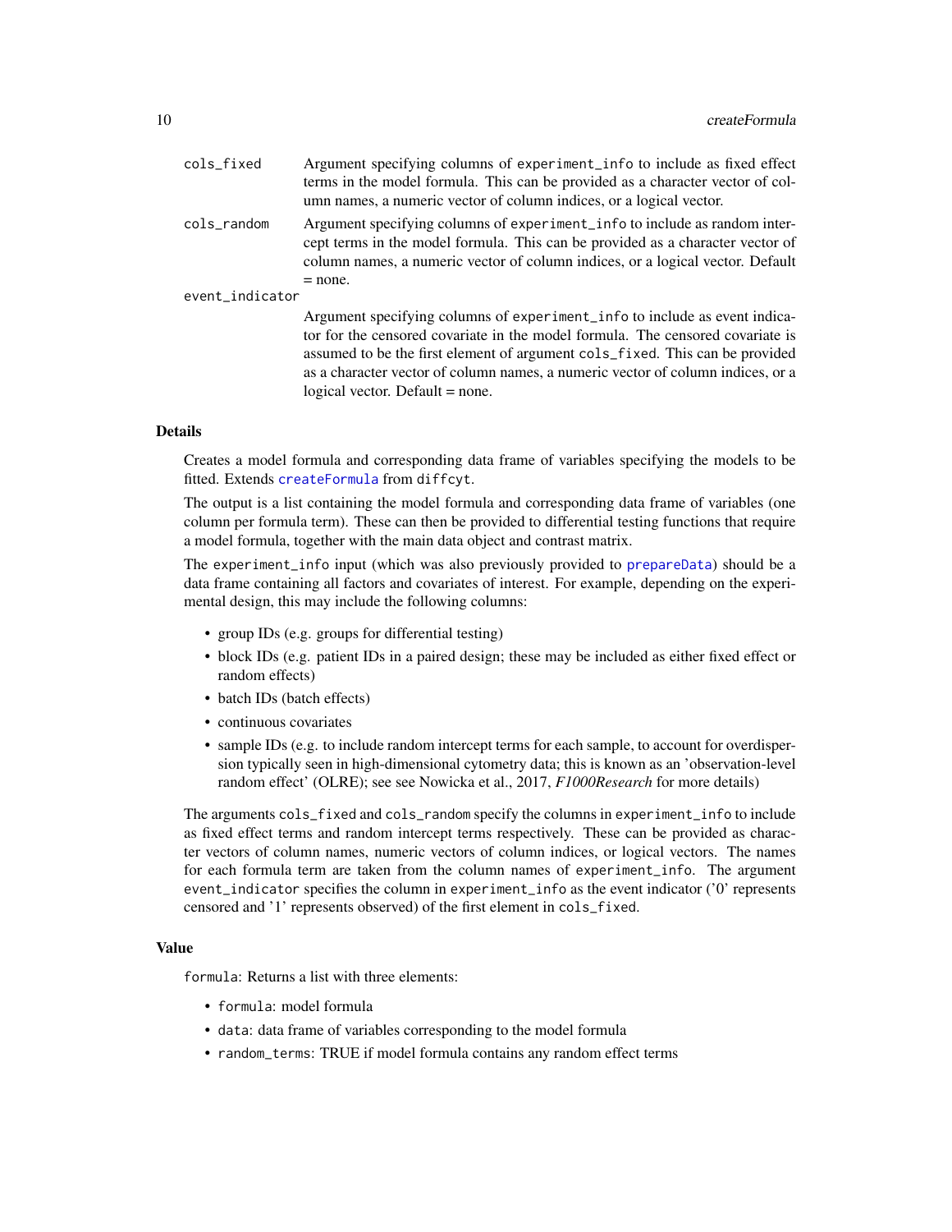`cols_fixed` Argument specifying columns of `experiment_info` to include as fixed effect terms in the model formula. This can be provided as a character vector of column names, a numeric vector of column indices, or a logical vector.

`cols_random` Argument specifying columns of `experiment_info` to include as random intercept terms in the model formula. This can be provided as a character vector of column names, a numeric vector of column indices, or a logical vector. Default = none.

`event_indicator` Argument specifying columns of `experiment_info` to include as event indicator for the censored covariate in the model formula. The censored covariate is assumed to be the first element of argument `cols_fixed`. This can be provided as a character vector of column names, a numeric vector of column indices, or a logical vector. Default = none.

## Details

Creates a model formula and corresponding data frame of variables specifying the models to be fitted. Extends `createFormula` from `diffcyt`.

The output is a list containing the model formula and corresponding data frame of variables (one column per formula term). These can then be provided to differential testing functions that require a model formula, together with the main data object and contrast matrix.

The `experiment_info` input (which was also previously provided to `prepareData`) should be a data frame containing all factors and covariates of interest. For example, depending on the experimental design, this may include the following columns:

- group IDs (e.g. groups for differential testing)
- block IDs (e.g. patient IDs in a paired design; these may be included as either fixed effect or random effects)
- batch IDs (batch effects)
- continuous covariates
- sample IDs (e.g. to include random intercept terms for each sample, to account for overdispersion typically seen in high-dimensional cytometry data; this is known as an 'observation-level random effect' (OLRE); see see Nowicka et al., 2017, *F1000Research* for more details)

The arguments `cols_fixed` and `cols_random` specify the columns in `experiment_info` to include as fixed effect terms and random intercept terms respectively. These can be provided as character vectors of column names, numeric vectors of column indices, or logical vectors. The names for each formula term are taken from the column names of `experiment_info`. The argument `event_indicator` specifies the column in `experiment_info` as the event indicator ('0' represents censored and '1' represents observed) of the first element in `cols_fixed`.

## Value

`formula`: Returns a list with three elements:

- `formula`: model formula
- `data`: data frame of variables corresponding to the model formula
- `random_terms`: TRUE if model formula contains any random effect terms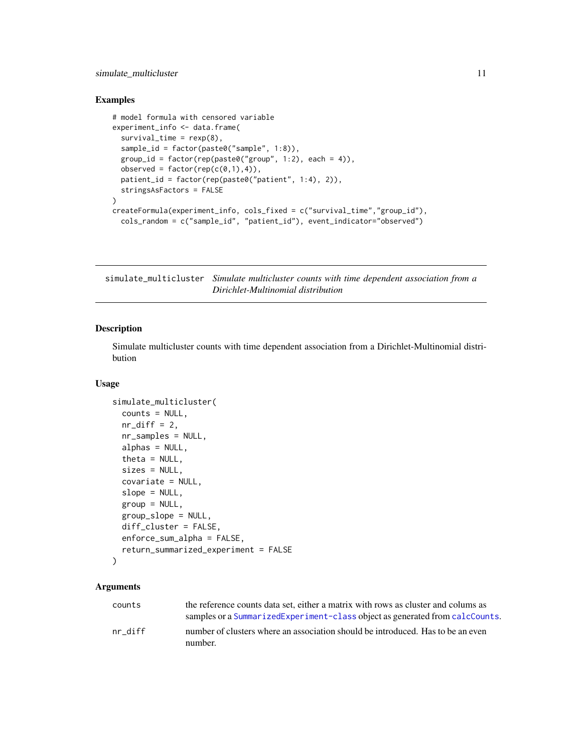### Examples

```
# model formula with censored variable
experiment_info <- data.frame(
  survival_time = rexp(8),
  sample_id = factor(paste0("sample", 1:8)),
  group_id = factor(rep(paste0("group", 1:2), each = 4)),
  observed = factor(rep(c(0,1),4)),
  patient_id = factor(rep(paste0("patient", 1:4), 2)),
  stringsAsFactors = FALSE
)
createFormula(experiment_info, cols_fixed = c("survival_time","group_id"),
  cols_random = c("sample_id", "patient_id"), event_indicator="observed")
```

---

## simulate_multicluster

*Simulate multicluster counts with time dependent association from a Dirichlet-Multinomial distribution*

### Description

Simulate multicluster counts with time dependent association from a Dirichlet-Multinomial distribution

### Usage

```
simulate_multicluster(
  counts = NULL,
  nr_diff = 2,
  nr_samples = NULL,
  alphas = NULL,
  theta = NULL,
  sizes = NULL,
  covariate = NULL,
  slope = NULL,
  group = NULL,
  group_slope = NULL,
  diff_cluster = FALSE,
  enforce_sum_alpha = FALSE,
  return_summarized_experiment = FALSE
)
```

### Arguments

| | |
|---|---|
| counts | the reference counts data set, either a matrix with rows as cluster and colums as samples or a SummarizedExperiment-class object as generated from calcCounts. |
| nr_diff | number of clusters where an association should be introduced. Has to be an even number. |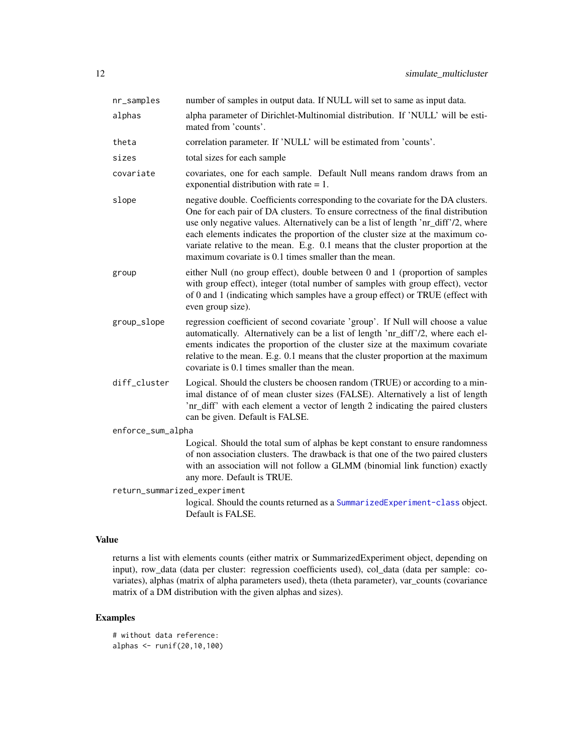| | |
|---|---|
| `nr_samples` | number of samples in output data. If NULL will set to same as input data. |
| `alphas` | alpha parameter of Dirichlet-Multinomial distribution. If 'NULL' will be estimated from 'counts'. |
| `theta` | correlation parameter. If 'NULL' will be estimated from 'counts'. |
| `sizes` | total sizes for each sample |
| `covariate` | covariates, one for each sample. Default Null means random draws from an exponential distribution with rate = 1. |
| `slope` | negative double. Coefficients corresponding to the covariate for the DA clusters. One for each pair of DA clusters. To ensure correctness of the final distribution use only negative values. Alternatively can be a list of length 'nr_diff'/2, where each elements indicates the proportion of the cluster size at the maximum covariate relative to the mean. E.g. 0.1 means that the cluster proportion at the maximum covariate is 0.1 times smaller than the mean. |
| `group` | either Null (no group effect), double between 0 and 1 (proportion of samples with group effect), integer (total number of samples with group effect), vector of 0 and 1 (indicating which samples have a group effect) or TRUE (effect with even group size). |
| `group_slope` | regression coefficient of second covariate 'group'. If Null will choose a value automatically. Alternatively can be a list of length 'nr_diff'/2, where each elements indicates the proportion of the cluster size at the maximum covariate relative to the mean. E.g. 0.1 means that the cluster proportion at the maximum covariate is 0.1 times smaller than the mean. |
| `diff_cluster` | Logical. Should the clusters be choosen random (TRUE) or according to a minimal distance of of mean cluster sizes (FALSE). Alternatively a list of length 'nr_diff' with each element a vector of length 2 indicating the paired clusters can be given. Default is FALSE. |
| `enforce_sum_alpha` | Logical. Should the total sum of alphas be kept constant to ensure randomness of non association clusters. The drawback is that one of the two paired clusters with an association will not follow a GLMM (binomial link function) exactly any more. Default is TRUE. |
| `return_summarized_experiment` | logical. Should the counts returned as a SummarizedExperiment-class object. Default is FALSE. |

## Value

returns a list with elements counts (either matrix or SummarizedExperiment object, depending on input), row_data (data per cluster: regression coefficients used), col_data (data per sample: covariates), alphas (matrix of alpha parameters used), theta (theta parameter), var_counts (covariance matrix of a DM distribution with the given alphas and sizes).

## Examples

```
# without data reference:
alphas <- runif(20,10,100)
```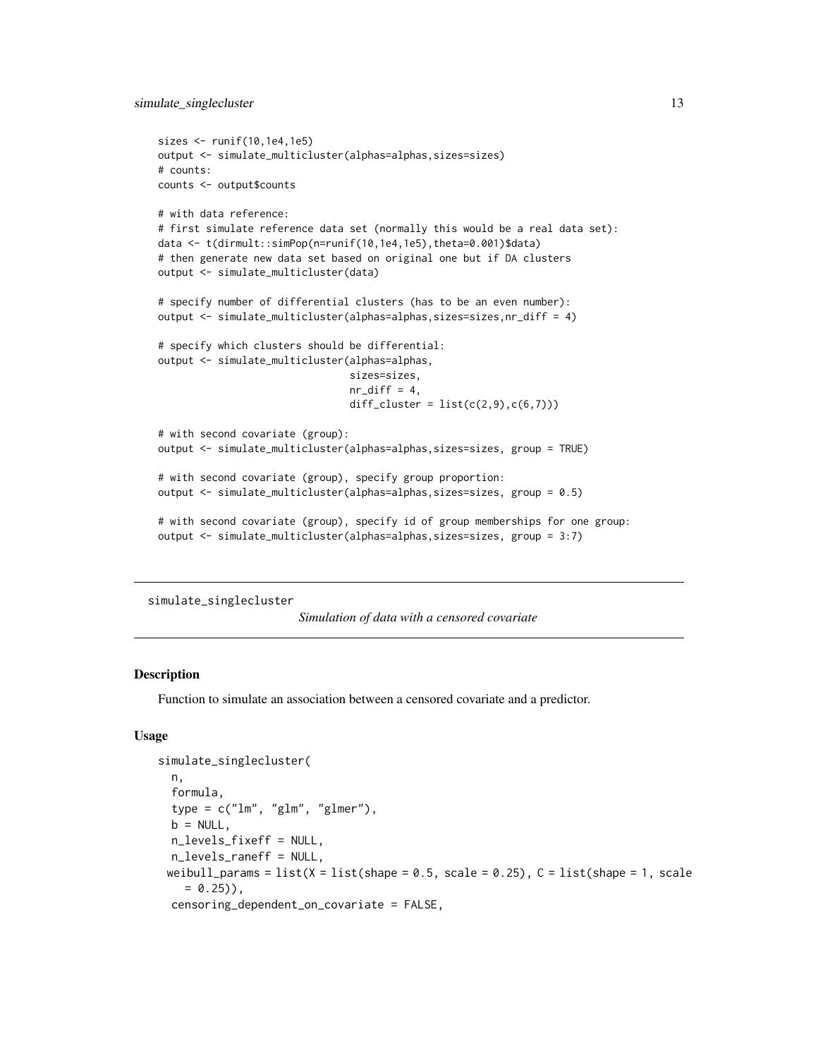```
sizes <- runif(10,1e4,1e5)
output <- simulate_multicluster(alphas=alphas,sizes=sizes)
# counts:
counts <- output$counts

# with data reference:
# first simulate reference data set (normally this would be a real data set):
data <- t(dirmult::simPop(n=runif(10,1e4,1e5),theta=0.001)$data)
# then generate new data set based on original one but if DA clusters
output <- simulate_multicluster(data)

# specify number of differential clusters (has to be an even number):
output <- simulate_multicluster(alphas=alphas,sizes=sizes,nr_diff = 4)

# specify which clusters should be differential:
output <- simulate_multicluster(alphas=alphas,
                                sizes=sizes,
                                nr_diff = 4,
                                diff_cluster = list(c(2,9),c(6,7)))

# with second covariate (group):
output <- simulate_multicluster(alphas=alphas,sizes=sizes, group = TRUE)

# with second covariate (group), specify group proportion:
output <- simulate_multicluster(alphas=alphas,sizes=sizes, group = 0.5)

# with second covariate (group), specify id of group memberships for one group:
output <- simulate_multicluster(alphas=alphas,sizes=sizes, group = 3:7)
```

## simulate_singlecluster

*Simulation of data with a censored covariate*

### Description

Function to simulate an association between a censored covariate and a predictor.

### Usage

```
simulate_singlecluster(
  n,
  formula,
  type = c("lm", "glm", "glmer"),
  b = NULL,
  n_levels_fixeff = NULL,
  n_levels_raneff = NULL,
  weibull_params = list(X = list(shape = 0.5, scale = 0.25), C = list(shape = 1, scale
    = 0.25)),
  censoring_dependent_on_covariate = FALSE,
```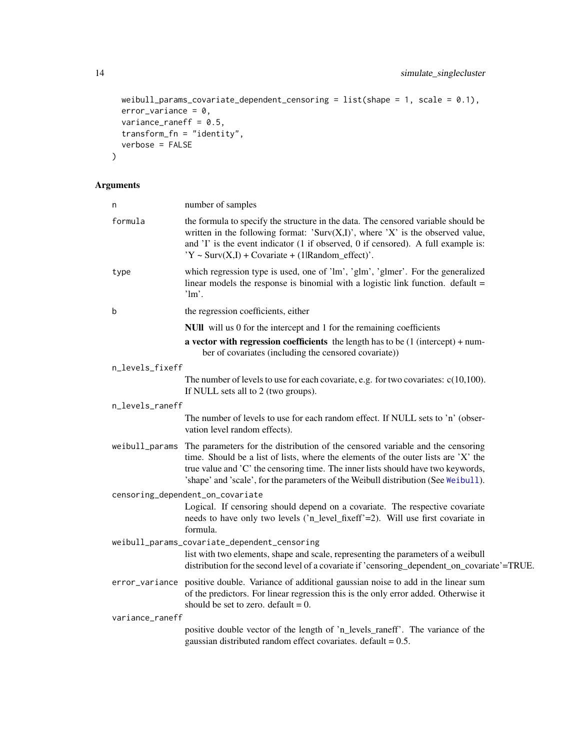```
  weibull_params_covariate_dependent_censoring = list(shape = 1, scale = 0.1),
  error_variance = 0,
  variance_raneff = 0.5,
  transform_fn = "identity",
  verbose = FALSE
)
```

## Arguments

| | |
|---|---|
| `n` | number of samples |
| `formula` | the formula to specify the structure in the data. The censored variable should be written in the following format: 'Surv(X,I)', where 'X' is the observed value, and 'I' is the event indicator (1 if observed, 0 if censored). A full example is: 'Y ~ Surv(X,I) + Covariate + (1\|Random_effect)'. |
| `type` | which regression type is used, one of 'lm', 'glm', 'glmer'. For the generalized linear models the response is binomial with a logistic link function. default = 'lm'. |
| `b` | the regression coefficients, either<br>**NUll** will us 0 for the intercept and 1 for the remaining coefficients<br>**a vector with regression coefficients** the length has to be (1 (intercept) + number of covariates (including the censored covariate)) |
| `n_levels_fixeff` | The number of levels to use for each covariate, e.g. for two covariates: c(10,100). If NULL sets all to 2 (two groups). |
| `n_levels_raneff` | The number of levels to use for each random effect. If NULL sets to 'n' (observation level random effects). |
| `weibull_params` | The parameters for the distribution of the censored variable and the censoring time. Should be a list of lists, where the elements of the outer lists are 'X' the true value and 'C' the censoring time. The inner lists should have two keywords, 'shape' and 'scale', for the parameters of the Weibull distribution (See Weibull). |
| `censoring_dependent_on_covariate` | Logical. If censoring should depend on a covariate. The respective covariate needs to have only two levels ('n_level_fixeff'=2). Will use first covariate in formula. |
| `weibull_params_covariate_dependent_censoring` | list with two elements, shape and scale, representing the parameters of a weibull distribution for the second level of a covariate if 'censoring_dependent_on_covariate'=TRUE. |
| `error_variance` | positive double. Variance of additional gaussian noise to add in the linear sum of the predictors. For linear regression this is the only error added. Otherwise it should be set to zero. default = 0. |
| `variance_raneff` | positive double vector of the length of 'n_levels_raneff'. The variance of the gaussian distributed random effect covariates. default = 0.5. |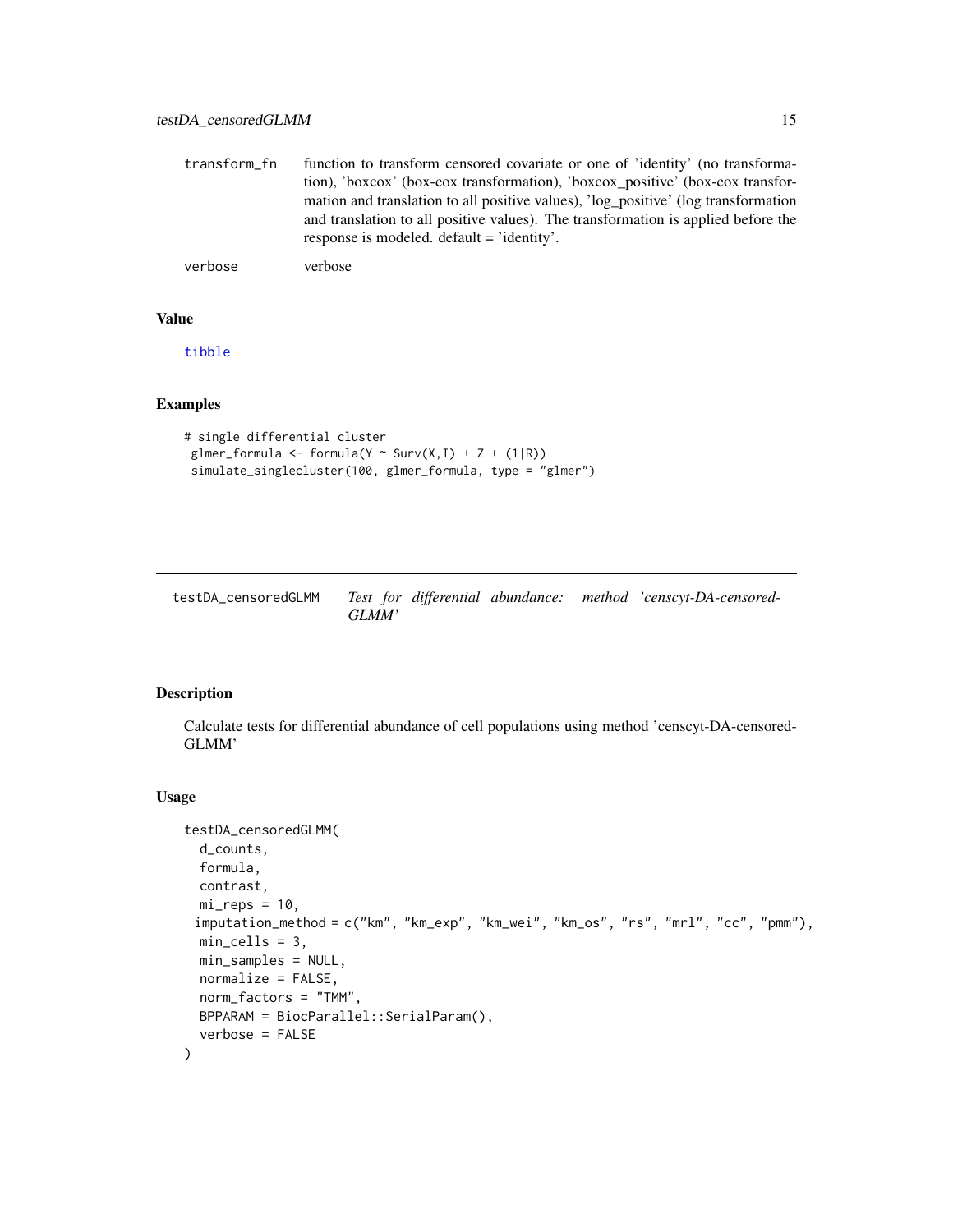| | |
|---|---|
| transform_fn | function to transform censored covariate or one of 'identity' (no transformation), 'boxcox' (box-cox transformation), 'boxcox_positive' (box-cox transformation and translation to all positive values), 'log_positive' (log transformation and translation to all positive values). The transformation is applied before the response is modeled. default = 'identity'. |
| verbose | verbose |

### Value

tibble

### Examples

```
# single differential cluster
 glmer_formula <- formula(Y ~ Surv(X,I) + Z + (1|R))
 simulate_singlecluster(100, glmer_formula, type = "glmer")
```

---

## testDA_censoredGLMM — *Test for differential abundance: method 'censcyt-DA-censored-GLMM'*

---

### Description

Calculate tests for differential abundance of cell populations using method 'censcyt-DA-censored-GLMM'

### Usage

```
testDA_censoredGLMM(
  d_counts,
  formula,
  contrast,
  mi_reps = 10,
  imputation_method = c("km", "km_exp", "km_wei", "km_os", "rs", "mrl", "cc", "pmm"),
  min_cells = 3,
  min_samples = NULL,
  normalize = FALSE,
  norm_factors = "TMM",
  BPPARAM = BiocParallel::SerialParam(),
  verbose = FALSE
)
```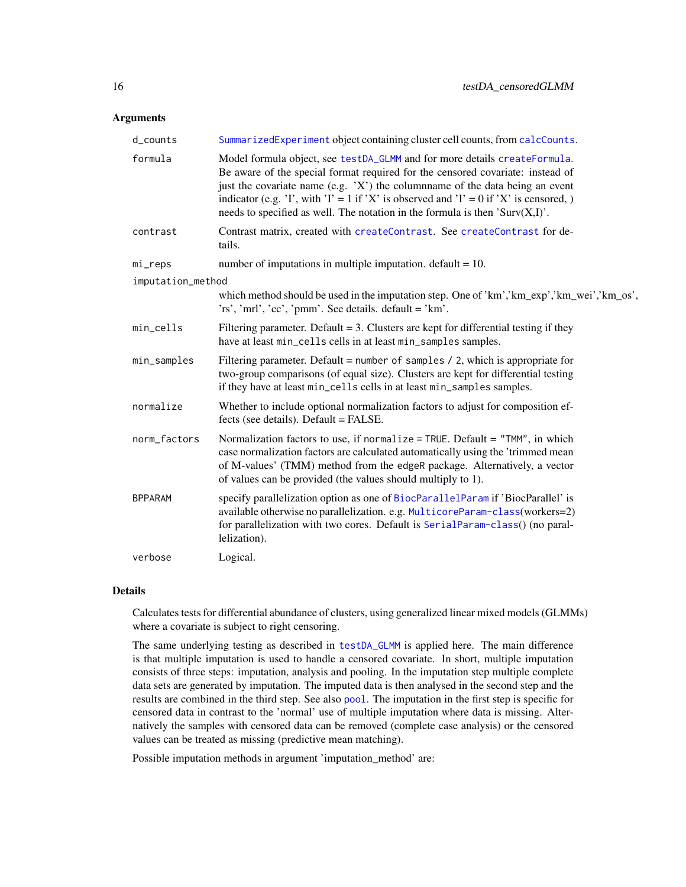## Arguments

**d_counts**
: SummarizedExperiment object containing cluster cell counts, from calcCounts.

**formula**
: Model formula object, see testDA_GLMM and for more details createFormula. Be aware of the special format required for the censored covariate: instead of just the covariate name (e.g. 'X') the columnname of the data being an event indicator (e.g. 'I', with 'I' = 1 if 'X' is observed and 'I' = 0 if 'X' is censored, ) needs to specified as well. The notation in the formula is then 'Surv(X,I)'.

**contrast**
: Contrast matrix, created with createContrast. See createContrast for details.

**mi_reps**
: number of imputations in multiple imputation. default = 10.

**imputation_method**
: which method should be used in the imputation step. One of 'km','km_exp','km_wei','km_os', 'rs', 'mrl', 'cc', 'pmm'. See details. default = 'km'.

**min_cells**
: Filtering parameter. Default = 3. Clusters are kept for differential testing if they have at least `min_cells` cells in at least `min_samples` samples.

**min_samples**
: Filtering parameter. Default = `number of samples / 2`, which is appropriate for two-group comparisons (of equal size). Clusters are kept for differential testing if they have at least `min_cells` cells in at least `min_samples` samples.

**normalize**
: Whether to include optional normalization factors to adjust for composition effects (see details). Default = FALSE.

**norm_factors**
: Normalization factors to use, if `normalize = TRUE`. Default = `"TMM"`, in which case normalization factors are calculated automatically using the 'trimmed mean of M-values' (TMM) method from the edgeR package. Alternatively, a vector of values can be provided (the values should multiply to 1).

**BPPARAM**
: specify parallelization option as one of BiocParallelParam if 'BiocParallel' is available otherwise no parallelization. e.g. MulticoreParam-class(workers=2) for parallelization with two cores. Default is SerialParam-class() (no parallelization).

**verbose**
: Logical.

## Details

Calculates tests for differential abundance of clusters, using generalized linear mixed models (GLMMs) where a covariate is subject to right censoring.

The same underlying testing as described in testDA_GLMM is applied here. The main difference is that multiple imputation is used to handle a censored covariate. In short, multiple imputation consists of three steps: imputation, analysis and pooling. In the imputation step multiple complete data sets are generated by imputation. The imputed data is then analysed in the second step and the results are combined in the third step. See also pool. The imputation in the first step is specific for censored data in contrast to the 'normal' use of multiple imputation where data is missing. Alternatively the samples with censored data can be removed (complete case analysis) or the censored values can be treated as missing (predictive mean matching).

Possible imputation methods in argument 'imputation_method' are: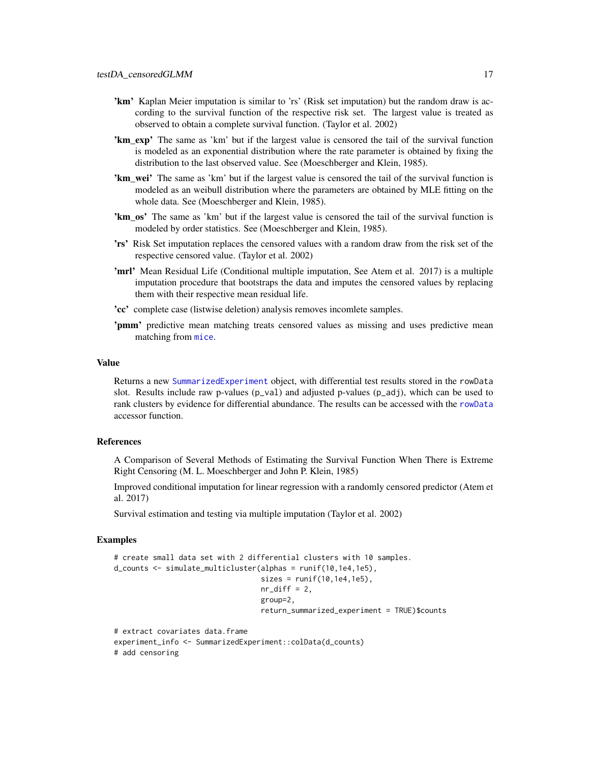- **'km'** Kaplan Meier imputation is similar to 'rs' (Risk set imputation) but the random draw is according to the survival function of the respective risk set. The largest value is treated as observed to obtain a complete survival function. (Taylor et al. 2002)
- **'km_exp'** The same as 'km' but if the largest value is censored the tail of the survival function is modeled as an exponential distribution where the rate parameter is obtained by fixing the distribution to the last observed value. See (Moeschberger and Klein, 1985).
- **'km_wei'** The same as 'km' but if the largest value is censored the tail of the survival function is modeled as an weibull distribution where the parameters are obtained by MLE fitting on the whole data. See (Moeschberger and Klein, 1985).
- **'km_os'** The same as 'km' but if the largest value is censored the tail of the survival function is modeled by order statistics. See (Moeschberger and Klein, 1985).
- **'rs'** Risk Set imputation replaces the censored values with a random draw from the risk set of the respective censored value. (Taylor et al. 2002)
- **'mrl'** Mean Residual Life (Conditional multiple imputation, See Atem et al. 2017) is a multiple imputation procedure that bootstraps the data and imputes the censored values by replacing them with their respective mean residual life.
- **'cc'** complete case (listwise deletion) analysis removes incomlete samples.
- **'pmm'** predictive mean matching treats censored values as missing and uses predictive mean matching from `mice`.

## Value

Returns a new `SummarizedExperiment` object, with differential test results stored in the `rowData` slot. Results include raw p-values (`p_val`) and adjusted p-values (`p_adj`), which can be used to rank clusters by evidence for differential abundance. The results can be accessed with the `rowData` accessor function.

## References

A Comparison of Several Methods of Estimating the Survival Function When There is Extreme Right Censoring (M. L. Moeschberger and John P. Klein, 1985)

Improved conditional imputation for linear regression with a randomly censored predictor (Atem et al. 2017)

Survival estimation and testing via multiple imputation (Taylor et al. 2002)

## Examples

```
# create small data set with 2 differential clusters with 10 samples.
d_counts <- simulate_multicluster(alphas = runif(10,1e4,1e5),
                                  sizes = runif(10,1e4,1e5),
                                  nr_diff = 2,
                                  group=2,
                                  return_summarized_experiment = TRUE)$counts

# extract covariates data.frame
experiment_info <- SummarizedExperiment::colData(d_counts)
# add censoring
```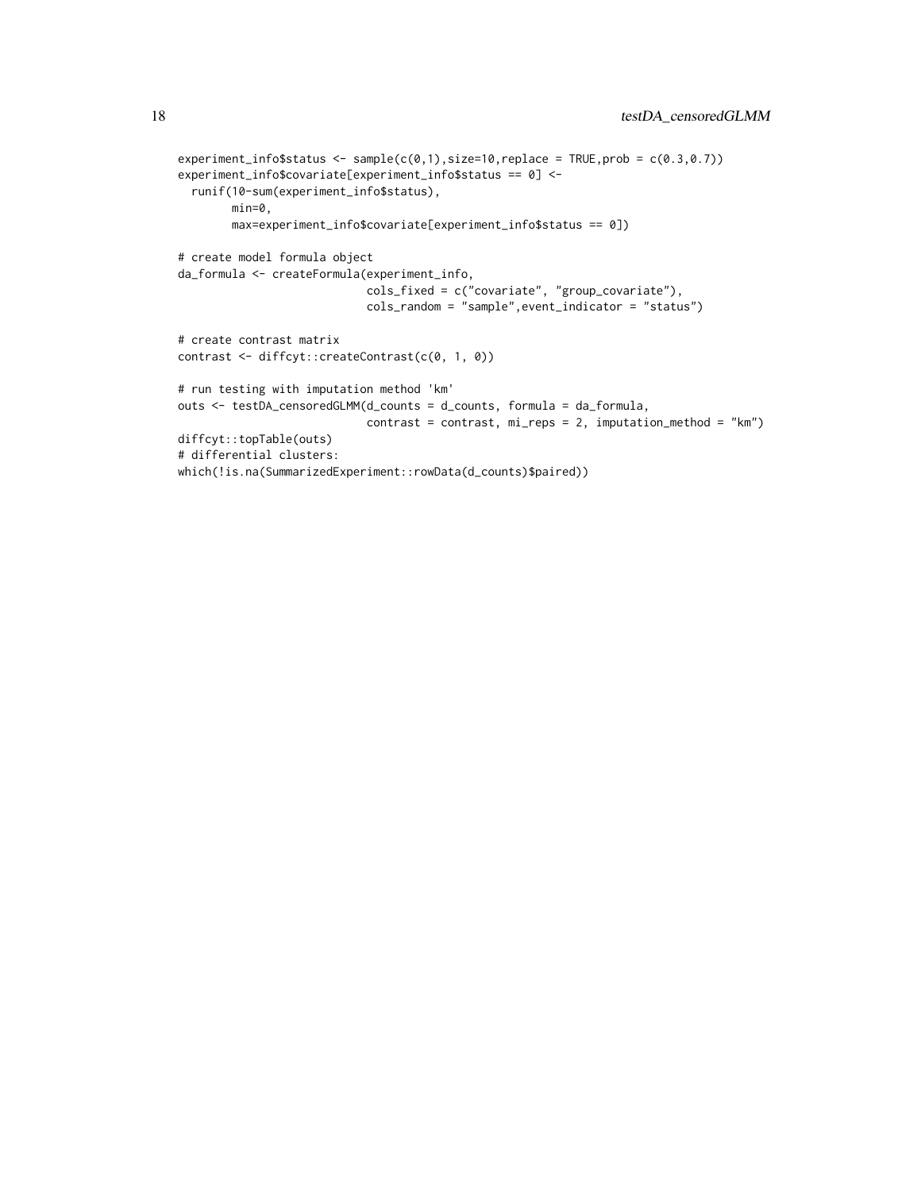```
experiment_info$status <- sample(c(0,1),size=10,replace = TRUE,prob = c(0.3,0.7))
experiment_info$covariate[experiment_info$status == 0] <-
  runif(10-sum(experiment_info$status),
        min=0,
        max=experiment_info$covariate[experiment_info$status == 0])

# create model formula object
da_formula <- createFormula(experiment_info,
                            cols_fixed = c("covariate", "group_covariate"),
                            cols_random = "sample",event_indicator = "status")

# create contrast matrix
contrast <- diffcyt::createContrast(c(0, 1, 0))

# run testing with imputation method 'km'
outs <- testDA_censoredGLMM(d_counts = d_counts, formula = da_formula,
                            contrast = contrast, mi_reps = 2, imputation_method = "km")
diffcyt::topTable(outs)
# differential clusters:
which(!is.na(SummarizedExperiment::rowData(d_counts)$paired))
```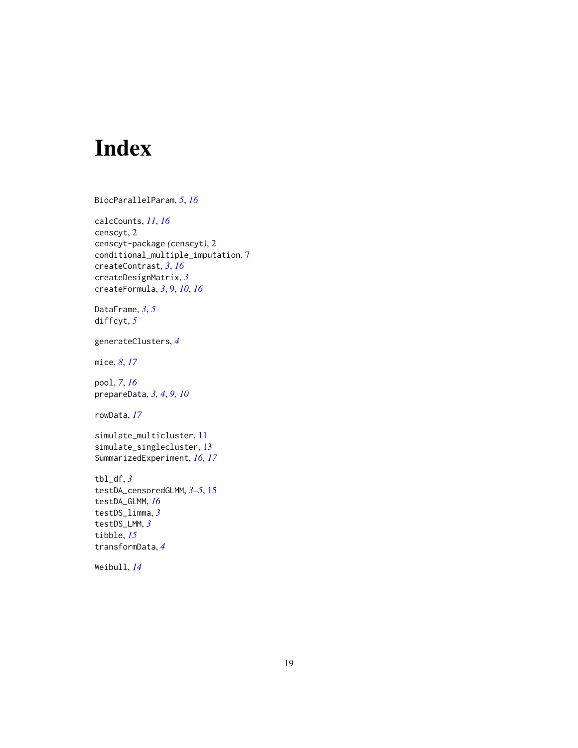# Index

BiocParallelParam, *5*, *16*

calcCounts, *11*, *16*
censcyt, 2
censcyt-package *(censcyt)*, 2
conditional_multiple_imputation, 7
createContrast, *3*, *16*
createDesignMatrix, *3*
createFormula, *3*, 9, *10*, *16*

DataFrame, *3*, *5*
diffcyt, *5*

generateClusters, *4*

mice, *8*, *17*

pool, *7*, *16*
prepareData, *3, 4*, *9, 10*

rowData, *17*

simulate_multicluster, 11
simulate_singlecluster, 13
SummarizedExperiment, *16, 17*

tbl_df, *3*
testDA_censoredGLMM, *3–5*, 15
testDA_GLMM, *16*
testDS_limma, *3*
testDS_LMM, *3*
tibble, *15*
transformData, *4*

Weibull, *14*